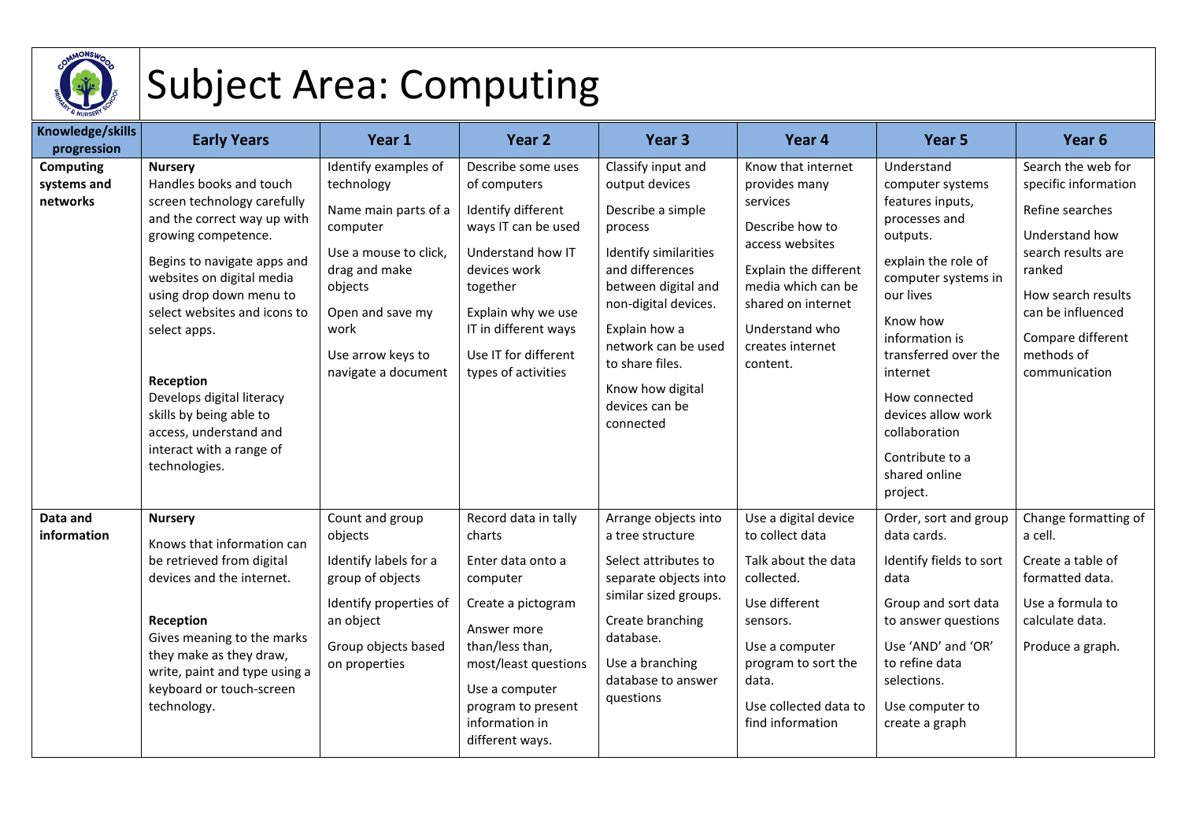# Subject Area: Computing

| Knowledge/skills progression | Early Years | Year 1 | Year 2 | Year 3 | Year 4 | Year 5 | Year 6 |
|---|---|---|---|---|---|---|---|
| **Computing systems and networks** | **Nursery**<br>Handles books and touch screen technology carefully and the correct way up with growing competence.<br><br>Begins to navigate apps and websites on digital media using drop down menu to select websites and icons to select apps.<br><br>**Reception**<br>Develops digital literacy skills by being able to access, understand and interact with a range of technologies. | Identify examples of technology<br><br>Name main parts of a computer<br><br>Use a mouse to click, drag and make objects<br><br>Open and save my work<br><br>Use arrow keys to navigate a document | Describe some uses of computers<br><br>Identify different ways IT can be used<br><br>Understand how IT devices work together<br><br>Explain why we use IT in different ways<br><br>Use IT for different types of activities | Classify input and output devices<br><br>Describe a simple process<br><br>Identify similarities and differences between digital and non-digital devices.<br><br>Explain how a network can be used to share files.<br><br>Know how digital devices can be connected | Know that internet provides many services<br><br>Describe how to access websites<br><br>Explain the different media which can be shared on internet<br><br>Understand who creates internet content. | Understand computer systems features inputs, processes and outputs.<br><br>explain the role of computer systems in our lives<br><br>Know how information is transferred over the internet<br><br>How connected devices allow work collaboration<br><br>Contribute to a shared online project. | Search the web for specific information<br><br>Refine searches<br><br>Understand how search results are ranked<br><br>How search results can be influenced<br><br>Compare different methods of communication |
| **Data and information** | **Nursery**<br>Knows that information can be retrieved from digital devices and the internet.<br><br>**Reception**<br>Gives meaning to the marks they make as they draw, write, paint and type using a keyboard or touch-screen technology. | Count and group objects<br><br>Identify labels for a group of objects<br><br>Identify properties of an object<br><br>Group objects based on properties | Record data in tally charts<br><br>Enter data onto a computer<br><br>Create a pictogram<br><br>Answer more than/less than, most/least questions<br><br>Use a computer program to present information in different ways. | Arrange objects into a tree structure<br><br>Select attributes to separate objects into similar sized groups.<br><br>Create branching database.<br><br>Use a branching database to answer questions | Use a digital device to collect data<br><br>Talk about the data collected.<br><br>Use different sensors.<br><br>Use a computer program to sort the data.<br><br>Use collected data to find information | Order, sort and group data cards.<br><br>Identify fields to sort data<br><br>Group and sort data to answer questions<br><br>Use 'AND' and 'OR' to refine data selections.<br><br>Use computer to create a graph | Change formatting of a cell.<br><br>Create a table of formatted data.<br><br>Use a formula to calculate data.<br><br>Produce a graph. |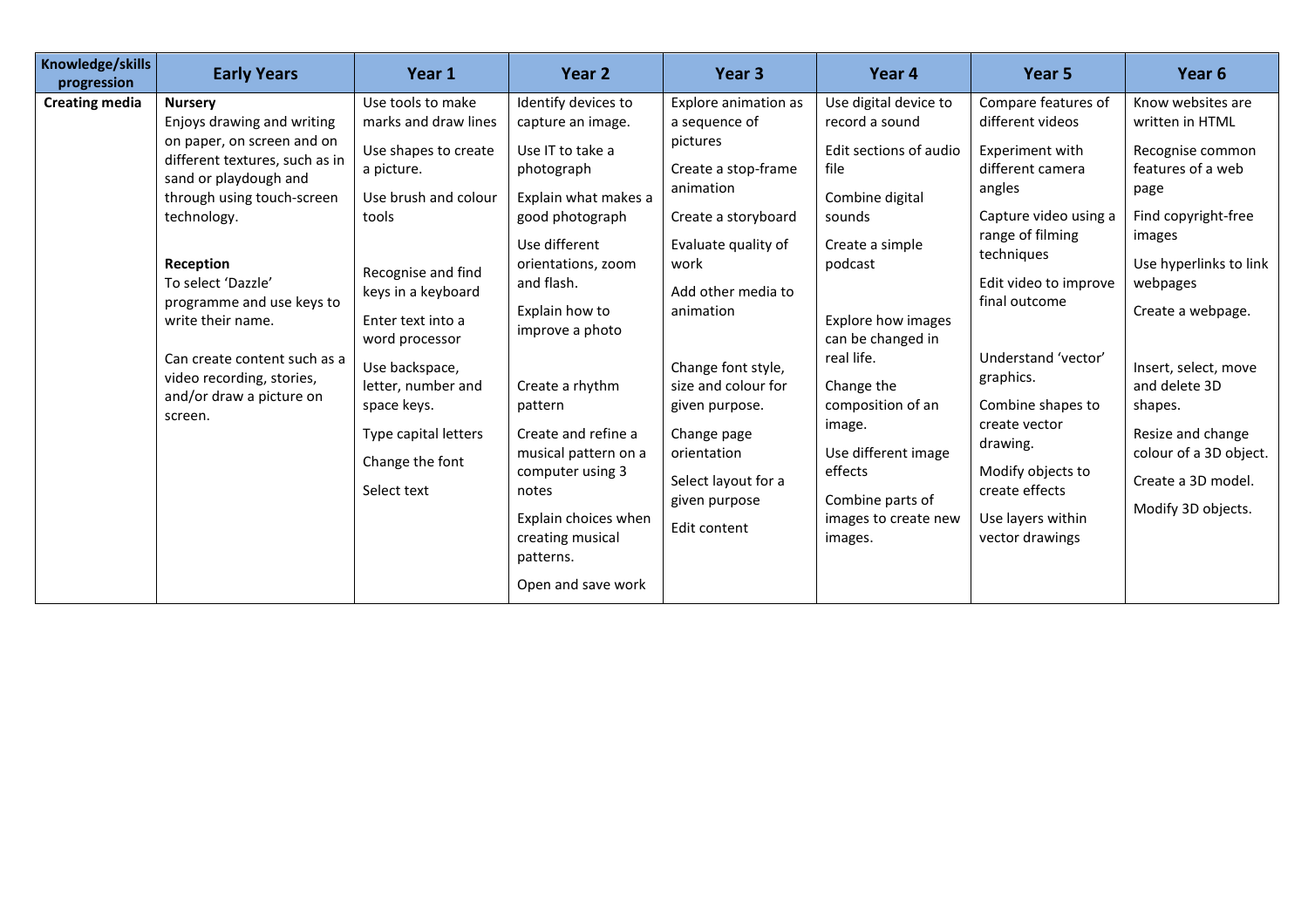| Knowledge/skills progression | Early Years | Year 1 | Year 2 | Year 3 | Year 4 | Year 5 | Year 6 |
|---|---|---|---|---|---|---|---|
| **Creating media** | **Nursery**<br>Enjoys drawing and writing on paper, on screen and on different textures, such as in sand or playdough and through using touch-screen technology.<br><br>**Reception**<br>To select 'Dazzle' programme and use keys to write their name.<br><br>Can create content such as a video recording, stories, and/or draw a picture on screen. | Use tools to make marks and draw lines<br><br>Use shapes to create a picture.<br><br>Use brush and colour tools<br><br>Recognise and find keys in a keyboard<br><br>Enter text into a word processor<br><br>Use backspace, letter, number and space keys.<br><br>Type capital letters<br><br>Change the font<br><br>Select text | Identify devices to capture an image.<br><br>Use IT to take a photograph<br><br>Explain what makes a good photograph<br><br>Use different orientations, zoom and flash.<br><br>Explain how to improve a photo<br><br>Create a rhythm pattern<br><br>Create and refine a musical pattern on a computer using 3 notes<br><br>Explain choices when creating musical patterns.<br><br>Open and save work | Explore animation as a sequence of pictures<br><br>Create a stop-frame animation<br><br>Create a storyboard<br><br>Evaluate quality of work<br><br>Add other media to animation<br><br>Change font style, size and colour for given purpose.<br><br>Change page orientation<br><br>Select layout for a given purpose<br><br>Edit content | Use digital device to record a sound<br><br>Edit sections of audio file<br><br>Combine digital sounds<br><br>Create a simple podcast<br><br>Explore how images can be changed in real life.<br><br>Change the composition of an image.<br><br>Use different image effects<br><br>Combine parts of images to create new images. | Compare features of different videos<br><br>Experiment with different camera angles<br><br>Capture video using a range of filming techniques<br><br>Edit video to improve final outcome<br><br>Understand 'vector' graphics.<br><br>Combine shapes to create vector drawing.<br><br>Modify objects to create effects<br><br>Use layers within vector drawings | Know websites are written in HTML<br><br>Recognise common features of a web page<br><br>Find copyright-free images<br><br>Use hyperlinks to link webpages<br><br>Create a webpage.<br><br>Insert, select, move and delete 3D shapes.<br><br>Resize and change colour of a 3D object.<br><br>Create a 3D model.<br><br>Modify 3D objects. |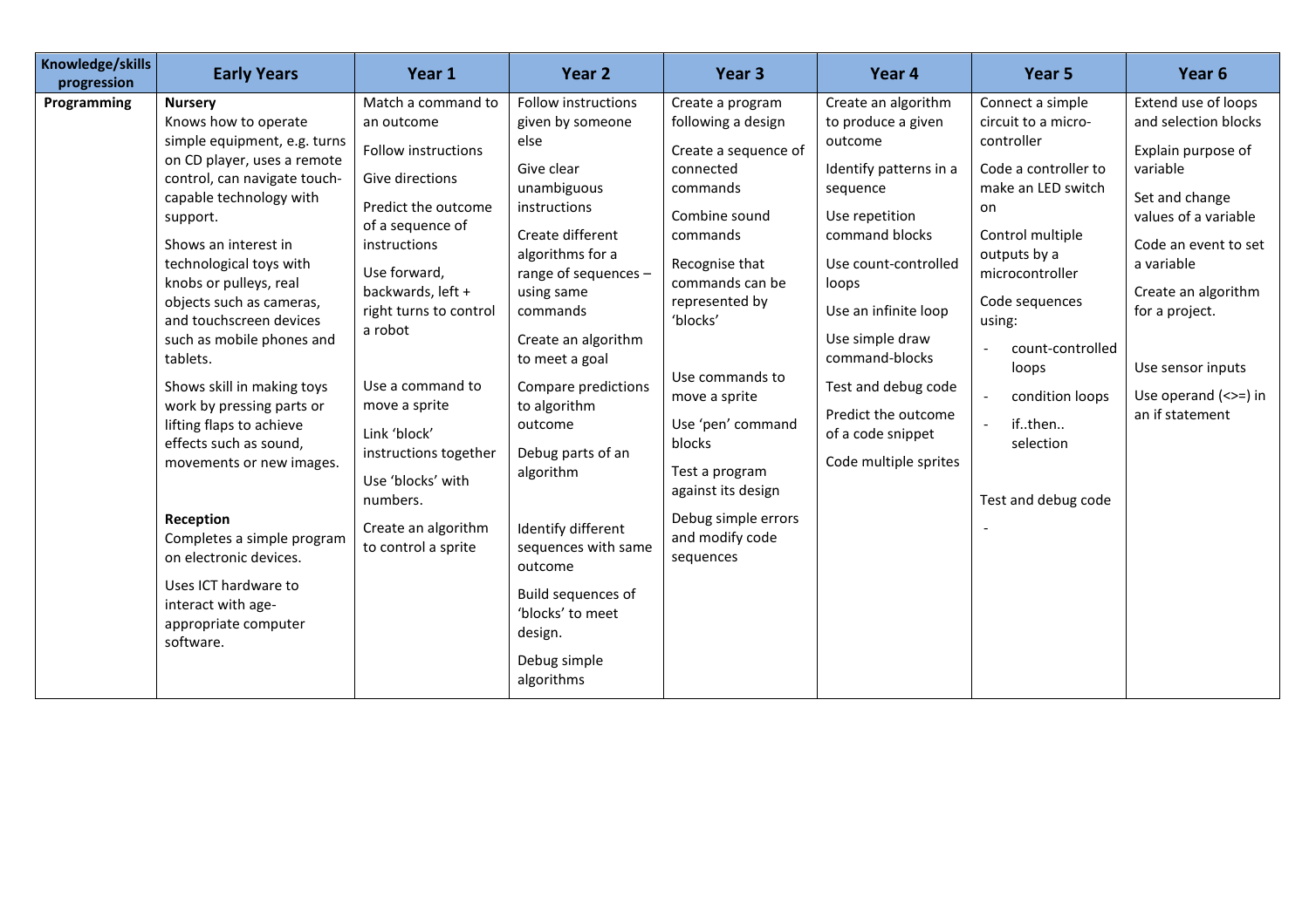| Knowledge/skills progression | Early Years | Year 1 | Year 2 | Year 3 | Year 4 | Year 5 | Year 6 |
|---|---|---|---|---|---|---|---|
| **Programming** | **Nursery**<br>Knows how to operate simple equipment, e.g. turns on CD player, uses a remote control, can navigate touch-capable technology with support.<br><br>Shows an interest in technological toys with knobs or pulleys, real objects such as cameras, and touchscreen devices such as mobile phones and tablets.<br><br>Shows skill in making toys work by pressing parts or lifting flaps to achieve effects such as sound, movements or new images.<br><br>**Reception**<br>Completes a simple program on electronic devices.<br><br>Uses ICT hardware to interact with age-appropriate computer software. | Match a command to an outcome<br><br>Follow instructions<br><br>Give directions<br><br>Predict the outcome of a sequence of instructions<br><br>Use forward, backwards, left + right turns to control a robot<br><br>Use a command to move a sprite<br><br>Link 'block' instructions together<br><br>Use 'blocks' with numbers.<br><br>Create an algorithm to control a sprite | Follow instructions given by someone else<br><br>Give clear unambiguous instructions<br><br>Create different algorithms for a range of sequences – using same commands<br><br>Create an algorithm to meet a goal<br><br>Compare predictions to algorithm outcome<br><br>Debug parts of an algorithm<br><br>Identify different sequences with same outcome<br><br>Build sequences of 'blocks' to meet design.<br><br>Debug simple algorithms | Create a program following a design<br><br>Create a sequence of connected commands<br><br>Combine sound commands<br><br>Recognise that commands can be represented by 'blocks'<br><br>Use commands to move a sprite<br><br>Use 'pen' command blocks<br><br>Test a program against its design<br><br>Debug simple errors and modify code sequences | Create an algorithm to produce a given outcome<br><br>Identify patterns in a sequence<br><br>Use repetition command blocks<br><br>Use count-controlled loops<br><br>Use an infinite loop<br><br>Use simple draw command-blocks<br><br>Test and debug code<br><br>Predict the outcome of a code snippet<br><br>Code multiple sprites | Connect a simple circuit to a micro-controller<br><br>Code a controller to make an LED switch on<br><br>Control multiple outputs by a microcontroller<br><br>Code sequences using:<br>- count-controlled loops<br>- condition loops<br>- if..then.. selection<br><br>Test and debug code<br><br>- | Extend use of loops and selection blocks<br><br>Explain purpose of variable<br><br>Set and change values of a variable<br><br>Code an event to set a variable<br><br>Create an algorithm for a project.<br><br>Use sensor inputs<br><br>Use operand (<>=) in an if statement |